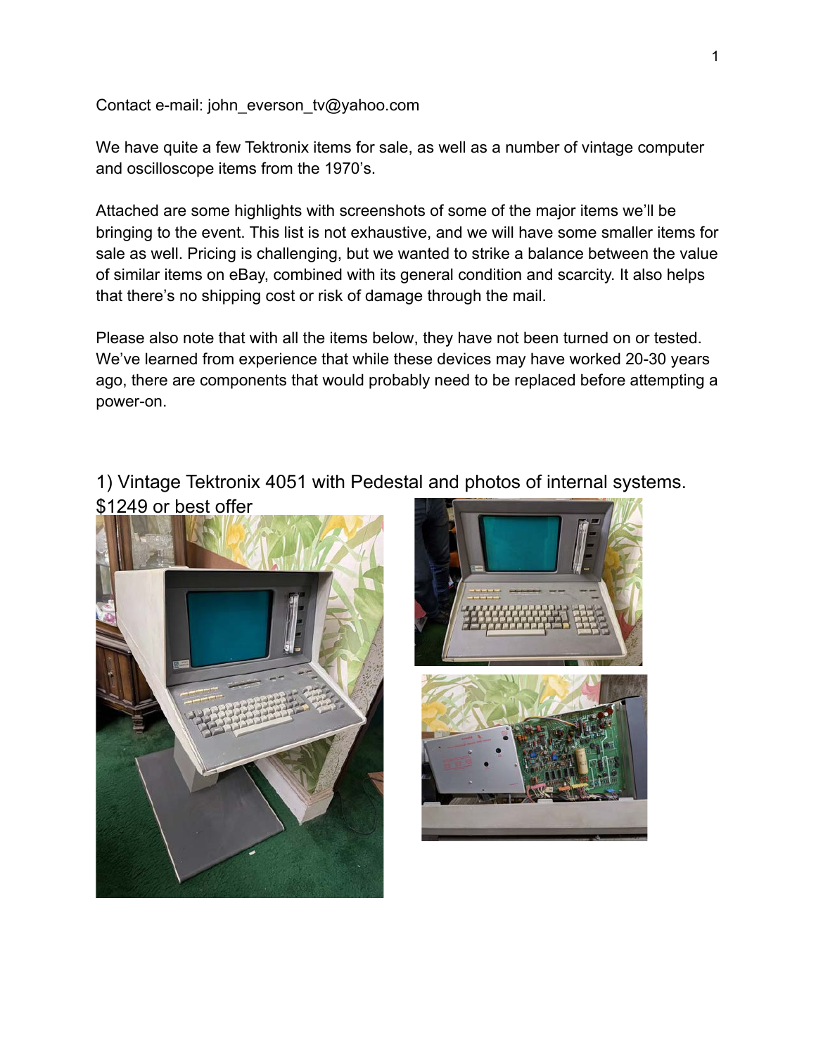Contact e-mail: john_everson_tv@yahoo.com

We have quite a few Tektronix items for sale, as well as a number of vintage computer and oscilloscope items from the 1970's.

Attached are some highlights with screenshots of some of the major items we'll be bringing to the event. This list is not exhaustive, and we will have some smaller items for sale as well. Pricing is challenging, but we wanted to strike a balance between the value of similar items on eBay, combined with its general condition and scarcity. It also helps that there's no shipping cost or risk of damage through the mail.

Please also note that with all the items below, they have not been turned on or tested. We've learned from experience that while these devices may have worked 20-30 years ago, there are components that would probably need to be replaced before attempting a power-on.

## 1) Vintage Tektronix 4051 with Pedestal and photos of internal systems.

$1249 or best offer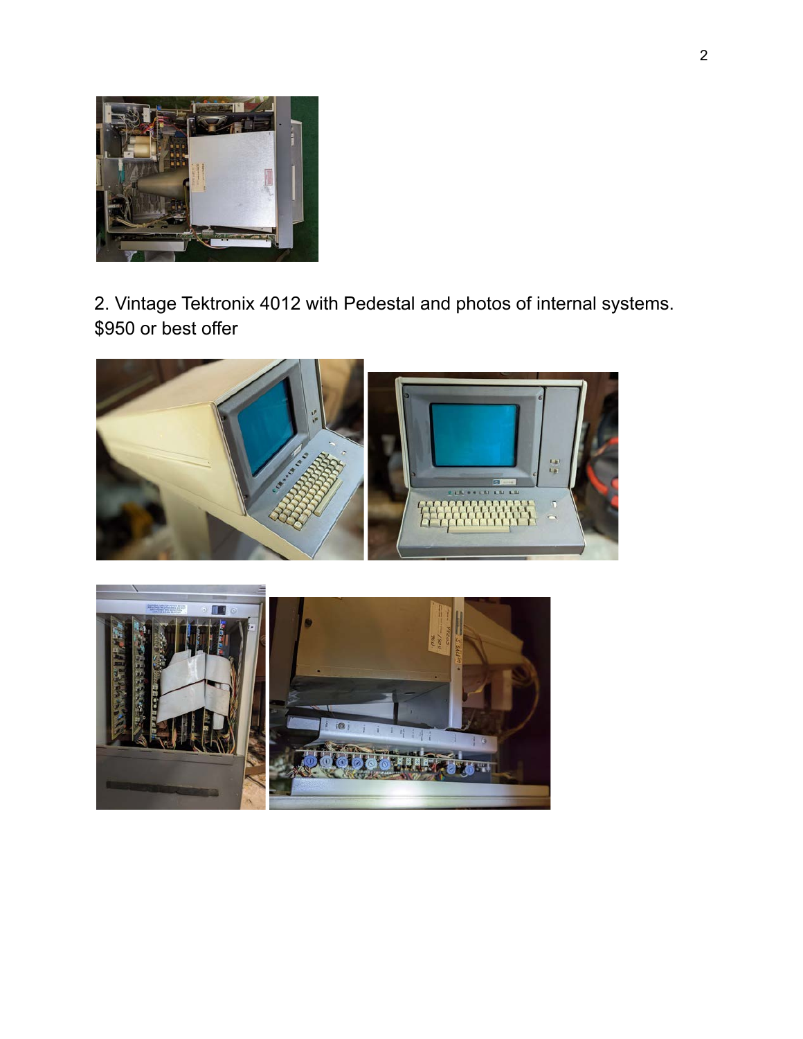2. Vintage Tektronix 4012 with Pedestal and photos of internal systems.
$950 or best offer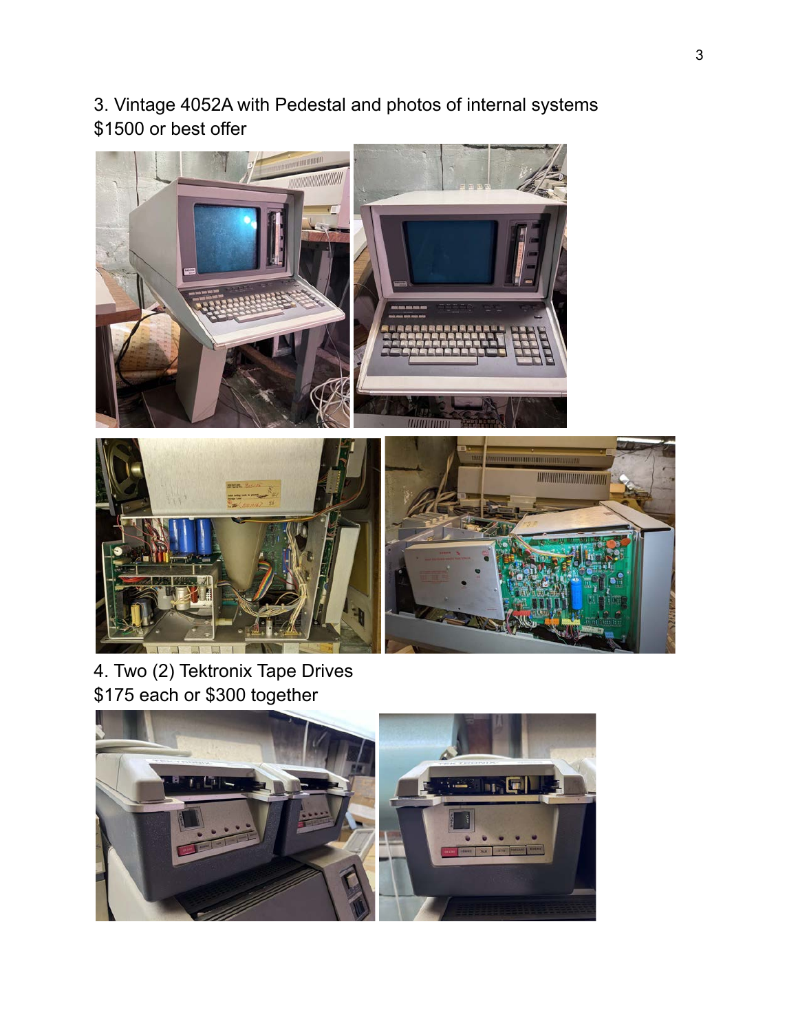3. Vintage 4052A with Pedestal and photos of internal systems
$1500 or best offer

4. Two (2) Tektronix Tape Drives
$175 each or $300 together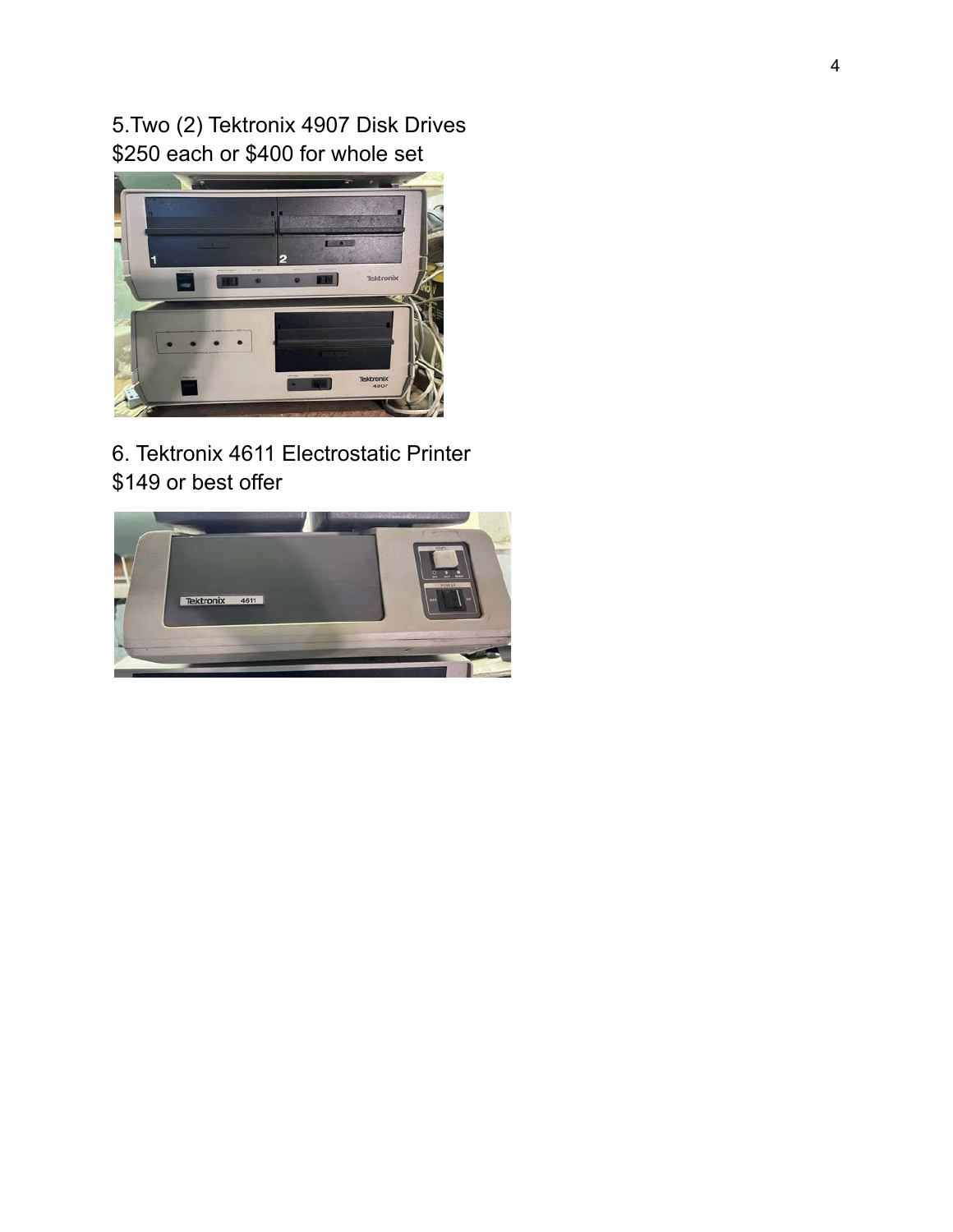5.Two (2) Tektronix 4907 Disk Drives
$250 each or $400 for whole set

6. Tektronix 4611 Electrostatic Printer
$149 or best offer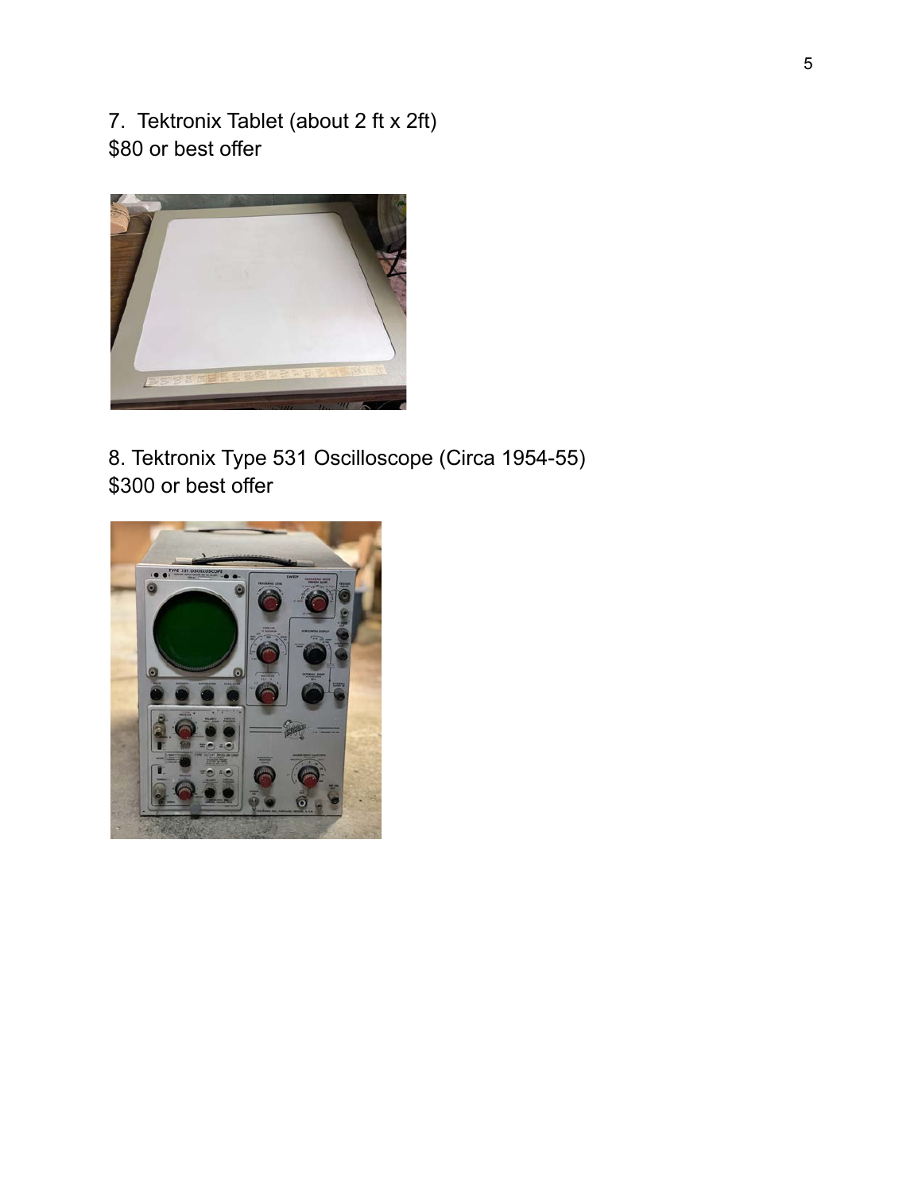7. Tektronix Tablet (about 2 ft x 2ft)
$80 or best offer

8. Tektronix Type 531 Oscilloscope (Circa 1954-55)
$300 or best offer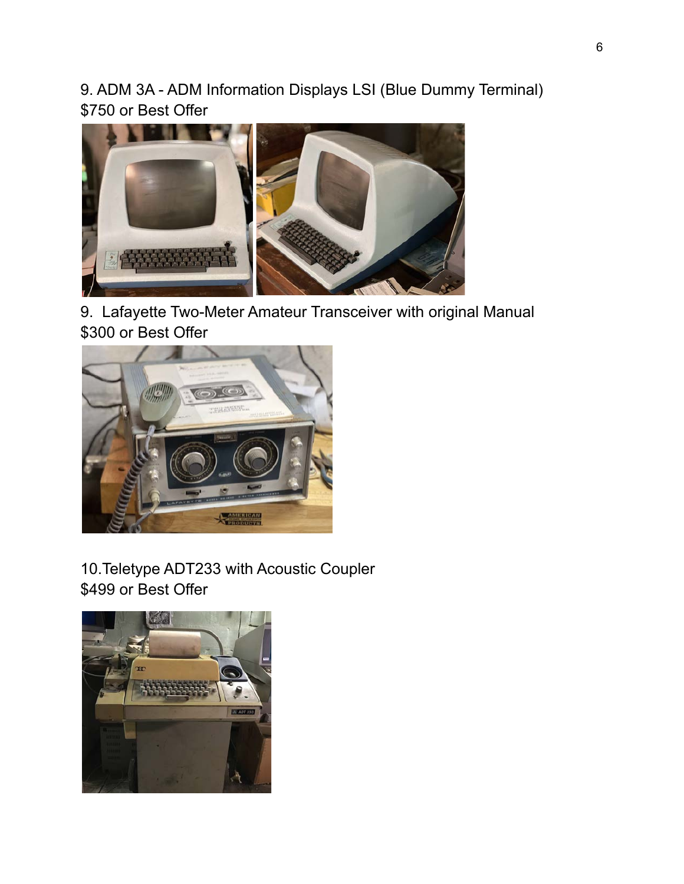9. ADM 3A - ADM Information Displays LSI (Blue Dummy Terminal)
$750 or Best Offer

9. Lafayette Two-Meter Amateur Transceiver with original Manual
$300 or Best Offer

10. Teletype ADT233 with Acoustic Coupler
$499 or Best Offer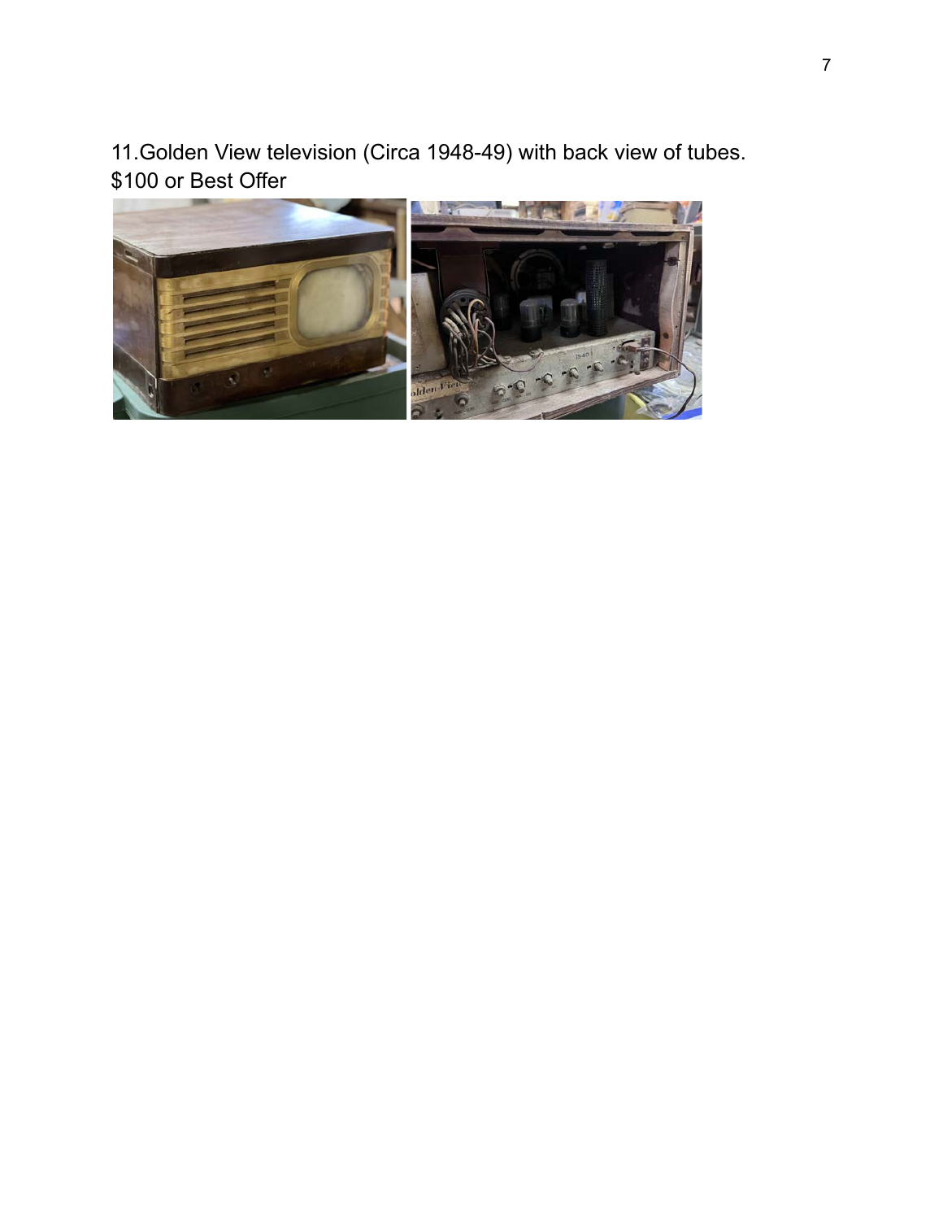11.Golden View television (Circa 1948-49) with back view of tubes.
$100 or Best Offer